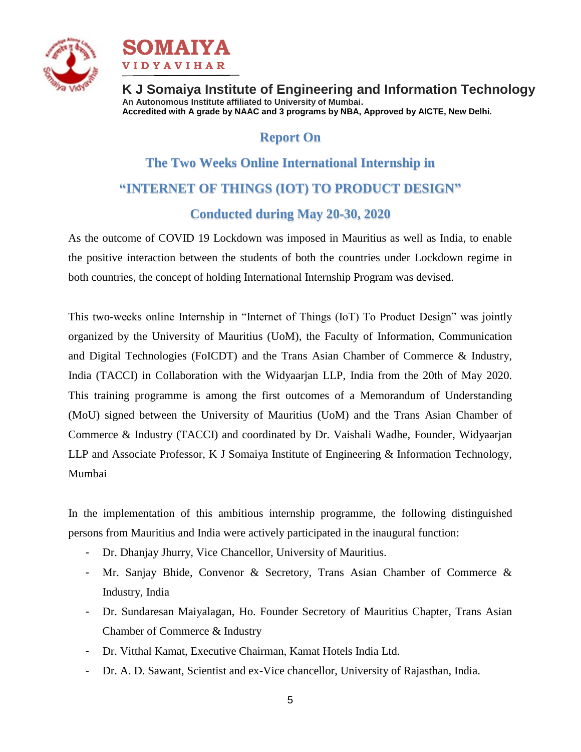**SOMAIYA**
**VIDYAVIHAR**

**K J Somaiya Institute of Engineering and Information Technology**
**An Autonomous Institute affiliated to University of Mumbai.**
**Accredited with A grade by NAAC and 3 programs by NBA, Approved by AICTE, New Delhi.**

# Report On

# The Two Weeks Online International Internship in "INTERNET OF THINGS (IOT) TO PRODUCT DESIGN"

## Conducted during May 20-30, 2020

As the outcome of COVID 19 Lockdown was imposed in Mauritius as well as India, to enable the positive interaction between the students of both the countries under Lockdown regime in both countries, the concept of holding International Internship Program was devised.

This two-weeks online Internship in "Internet of Things (IoT) To Product Design" was jointly organized by the University of Mauritius (UoM), the Faculty of Information, Communication and Digital Technologies (FoICDT) and the Trans Asian Chamber of Commerce & Industry, India (TACCI) in Collaboration with the Widyaarjan LLP, India from the 20th of May 2020. This training programme is among the first outcomes of a Memorandum of Understanding (MoU) signed between the University of Mauritius (UoM) and the Trans Asian Chamber of Commerce & Industry (TACCI) and coordinated by Dr. Vaishali Wadhe, Founder, Widyaarjan LLP and Associate Professor, K J Somaiya Institute of Engineering & Information Technology, Mumbai

In the implementation of this ambitious internship programme, the following distinguished persons from Mauritius and India were actively participated in the inaugural function:

- Dr. Dhanjay Jhurry, Vice Chancellor, University of Mauritius.
- Mr. Sanjay Bhide, Convenor & Secretory, Trans Asian Chamber of Commerce & Industry, India
- Dr. Sundaresan Maiyalagan, Ho. Founder Secretory of Mauritius Chapter, Trans Asian Chamber of Commerce & Industry
- Dr. Vitthal Kamat, Executive Chairman, Kamat Hotels India Ltd.
- Dr. A. D. Sawant, Scientist and ex-Vice chancellor, University of Rajasthan, India.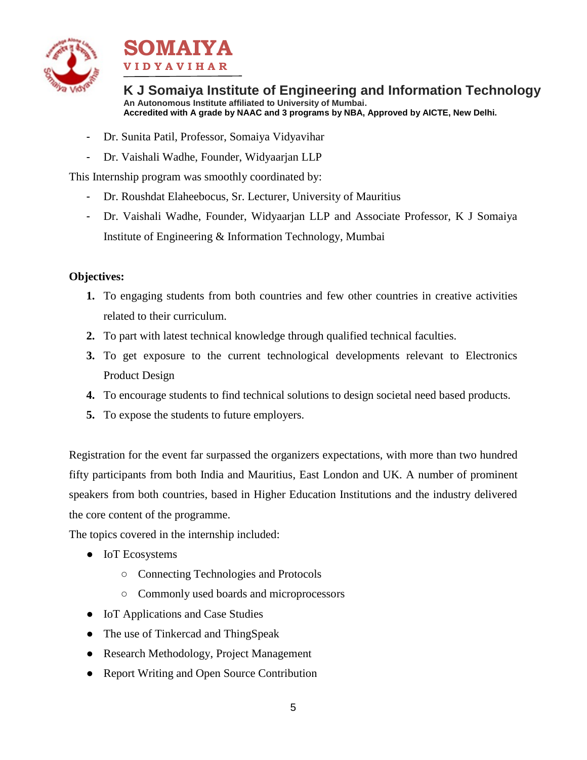- Dr. Sunita Patil, Professor, Somaiya Vidyavihar
- Dr. Vaishali Wadhe, Founder, Widyaarjan LLP

This Internship program was smoothly coordinated by:

- Dr. Roushdat Elaheebocus, Sr. Lecturer, University of Mauritius
- Dr. Vaishali Wadhe, Founder, Widyaarjan LLP and Associate Professor, K J Somaiya Institute of Engineering & Information Technology, Mumbai

**Objectives:**

1. To engaging students from both countries and few other countries in creative activities related to their curriculum.
2. To part with latest technical knowledge through qualified technical faculties.
3. To get exposure to the current technological developments relevant to Electronics Product Design
4. To encourage students to find technical solutions to design societal need based products.
5. To expose the students to future employers.

Registration for the event far surpassed the organizers expectations, with more than two hundred fifty participants from both India and Mauritius, East London and UK. A number of prominent speakers from both countries, based in Higher Education Institutions and the industry delivered the core content of the programme.

The topics covered in the internship included:

- IoT Ecosystems
    - Connecting Technologies and Protocols
    - Commonly used boards and microprocessors
- IoT Applications and Case Studies
- The use of Tinkercad and ThingSpeak
- Research Methodology, Project Management
- Report Writing and Open Source Contribution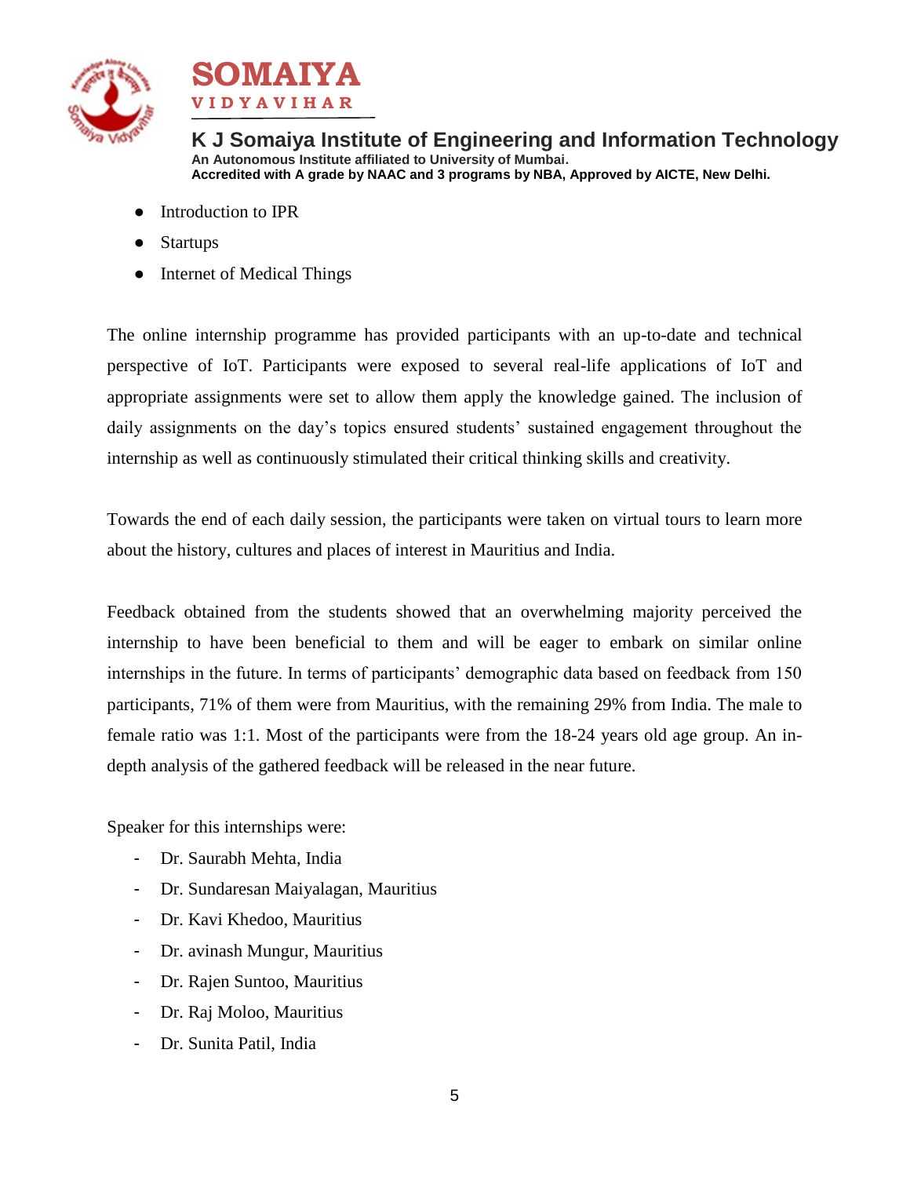- Introduction to IPR
- Startups
- Internet of Medical Things

The online internship programme has provided participants with an up-to-date and technical perspective of IoT. Participants were exposed to several real-life applications of IoT and appropriate assignments were set to allow them apply the knowledge gained. The inclusion of daily assignments on the day's topics ensured students' sustained engagement throughout the internship as well as continuously stimulated their critical thinking skills and creativity.

Towards the end of each daily session, the participants were taken on virtual tours to learn more about the history, cultures and places of interest in Mauritius and India.

Feedback obtained from the students showed that an overwhelming majority perceived the internship to have been beneficial to them and will be eager to embark on similar online internships in the future. In terms of participants' demographic data based on feedback from 150 participants, 71% of them were from Mauritius, with the remaining 29% from India. The male to female ratio was 1:1. Most of the participants were from the 18-24 years old age group. An in-depth analysis of the gathered feedback will be released in the near future.

Speaker for this internships were:

- Dr. Saurabh Mehta, India
- Dr. Sundaresan Maiyalagan, Mauritius
- Dr. Kavi Khedoo, Mauritius
- Dr. avinash Mungur, Mauritius
- Dr. Rajen Suntoo, Mauritius
- Dr. Raj Moloo, Mauritius
- Dr. Sunita Patil, India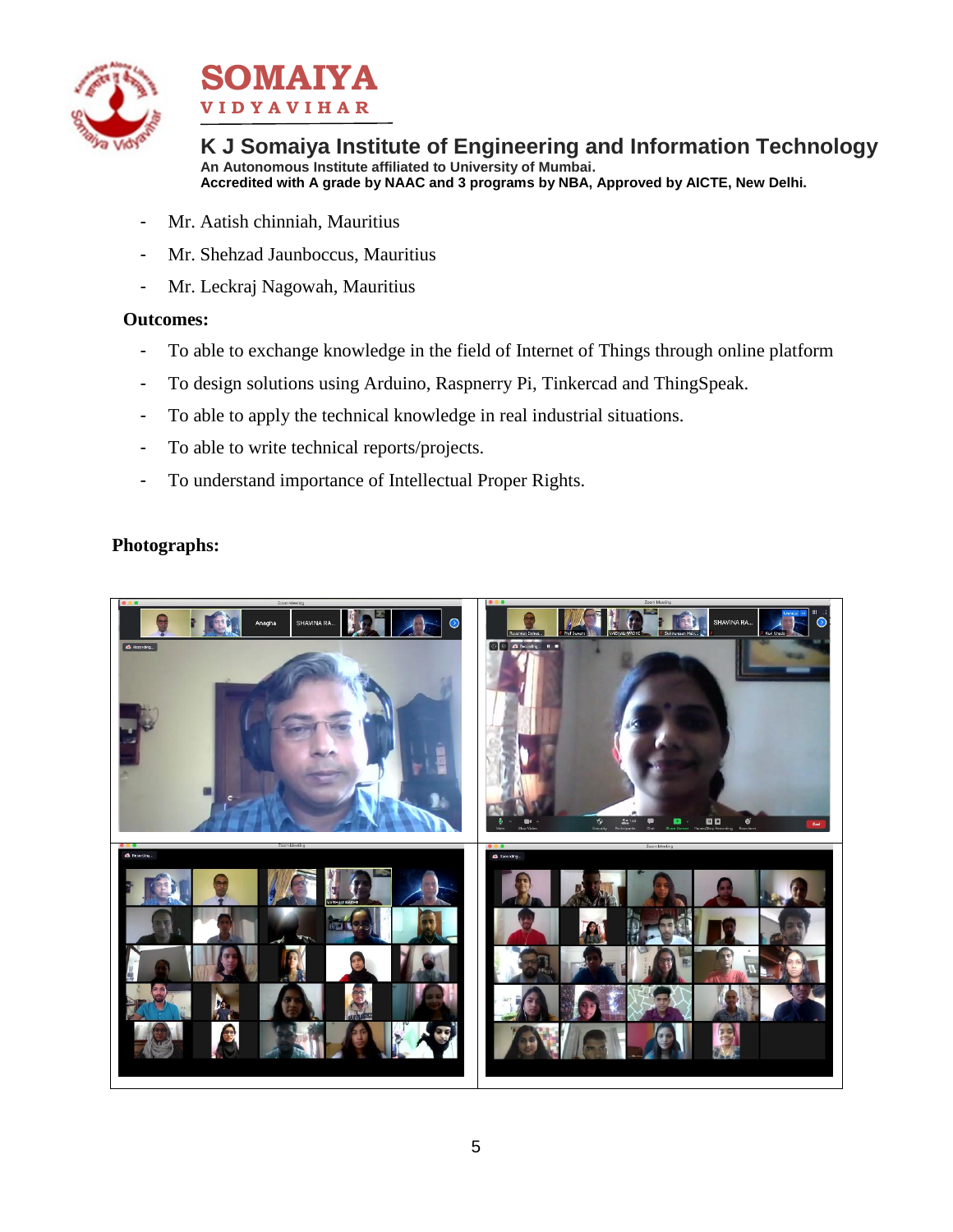- Mr. Aatish chinniah, Mauritius
- Mr. Shehzad Jaunboccus, Mauritius
- Mr. Leckraj Nagowah, Mauritius

**Outcomes:**

- To able to exchange knowledge in the field of Internet of Things through online platform
- To design solutions using Arduino, Raspnerry Pi, Tinkercad and ThingSpeak.
- To able to apply the technical knowledge in real industrial situations.
- To able to write technical reports/projects.
- To understand importance of Intellectual Proper Rights.

**Photographs:**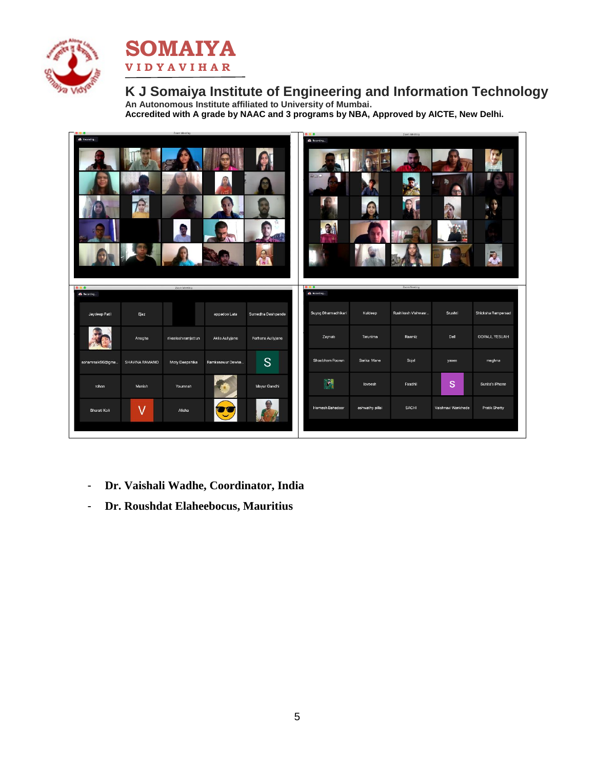- **Dr. Vaishali Wadhe, Coordinator, India**
- **Dr. Roushdat Elaheebocus, Mauritius**